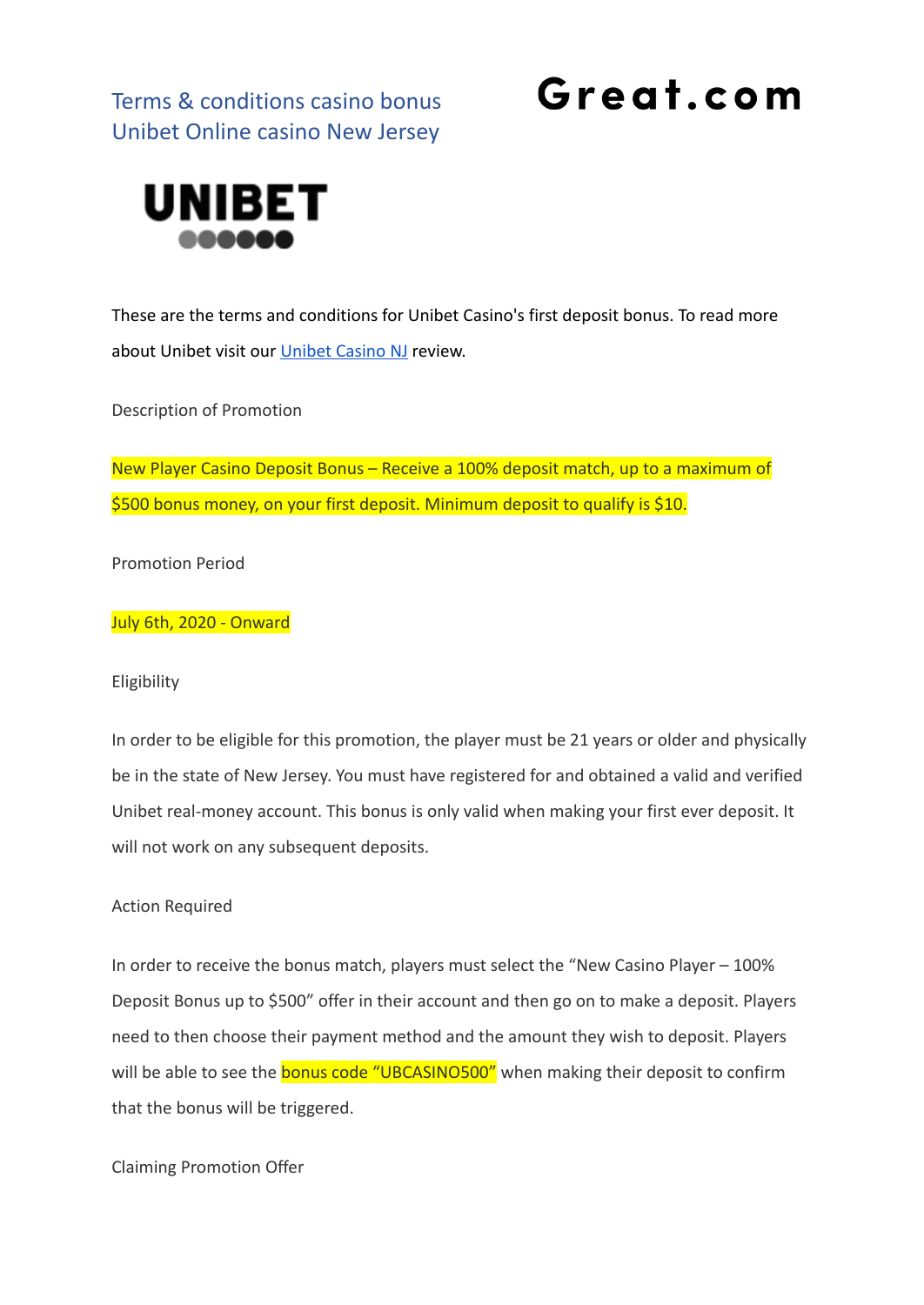# Terms & conditions casino bonus Unibet Online casino New Jersey

**Great.com**

**UNIBET**

These are the terms and conditions for Unibet Casino's first deposit bonus. To read more about Unibet visit our [Unibet Casino NJ](#) review.

## Description of Promotion

New Player Casino Deposit Bonus – Receive a 100% deposit match, up to a maximum of $500 bonus money, on your first deposit. Minimum deposit to qualify is $10.

## Promotion Period

July 6th, 2020 - Onward

## Eligibility

In order to be eligible for this promotion, the player must be 21 years or older and physically be in the state of New Jersey. You must have registered for and obtained a valid and verified Unibet real-money account. This bonus is only valid when making your first ever deposit. It will not work on any subsequent deposits.

## Action Required

In order to receive the bonus match, players must select the "New Casino Player – 100% Deposit Bonus up to $500" offer in their account and then go on to make a deposit. Players need to then choose their payment method and the amount they wish to deposit. Players will be able to see the bonus code "UBCASINO500" when making their deposit to confirm that the bonus will be triggered.

## Claiming Promotion Offer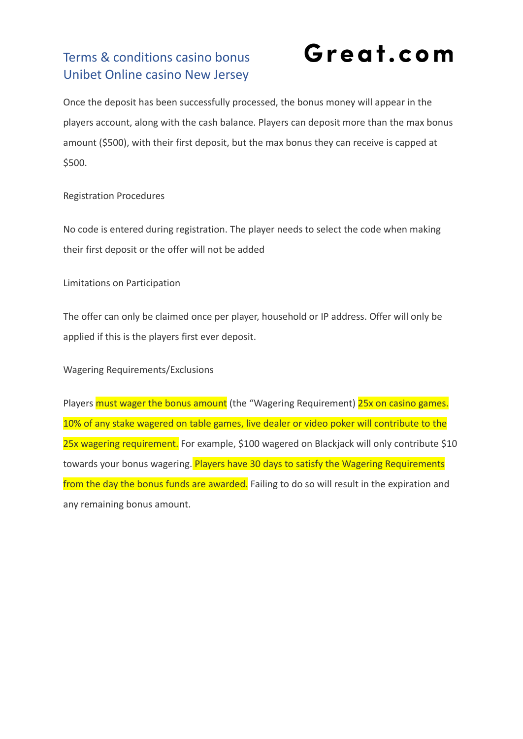# Terms & conditions casino bonus Unibet Online casino New Jersey

**Great.com**

Once the deposit has been successfully processed, the bonus money will appear in the players account, along with the cash balance. Players can deposit more than the max bonus amount ($500), with their first deposit, but the max bonus they can receive is capped at $500.

Registration Procedures

No code is entered during registration. The player needs to select the code when making their first deposit or the offer will not be added

Limitations on Participation

The offer can only be claimed once per player, household or IP address. Offer will only be applied if this is the players first ever deposit.

Wagering Requirements/Exclusions

Players must wager the bonus amount (the "Wagering Requirement) 25x on casino games. 10% of any stake wagered on table games, live dealer or video poker will contribute to the 25x wagering requirement. For example, $100 wagered on Blackjack will only contribute $10 towards your bonus wagering. Players have 30 days to satisfy the Wagering Requirements from the day the bonus funds are awarded. Failing to do so will result in the expiration and any remaining bonus amount.